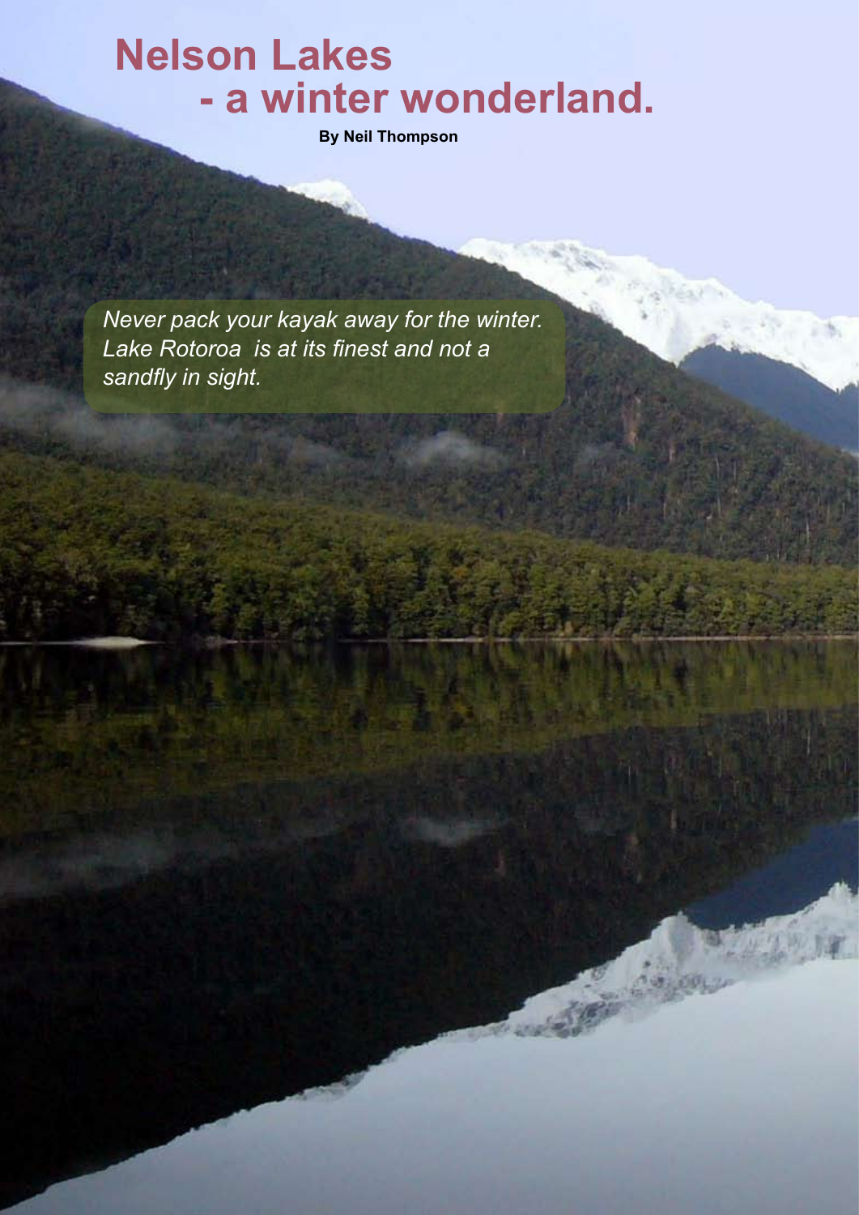# Nelson Lakes
# - a winter wonderland.

**By Neil Thompson**

*Never pack your kayak away for the winter. Lake Rotoroa is at its finest and not a sandfly in sight.*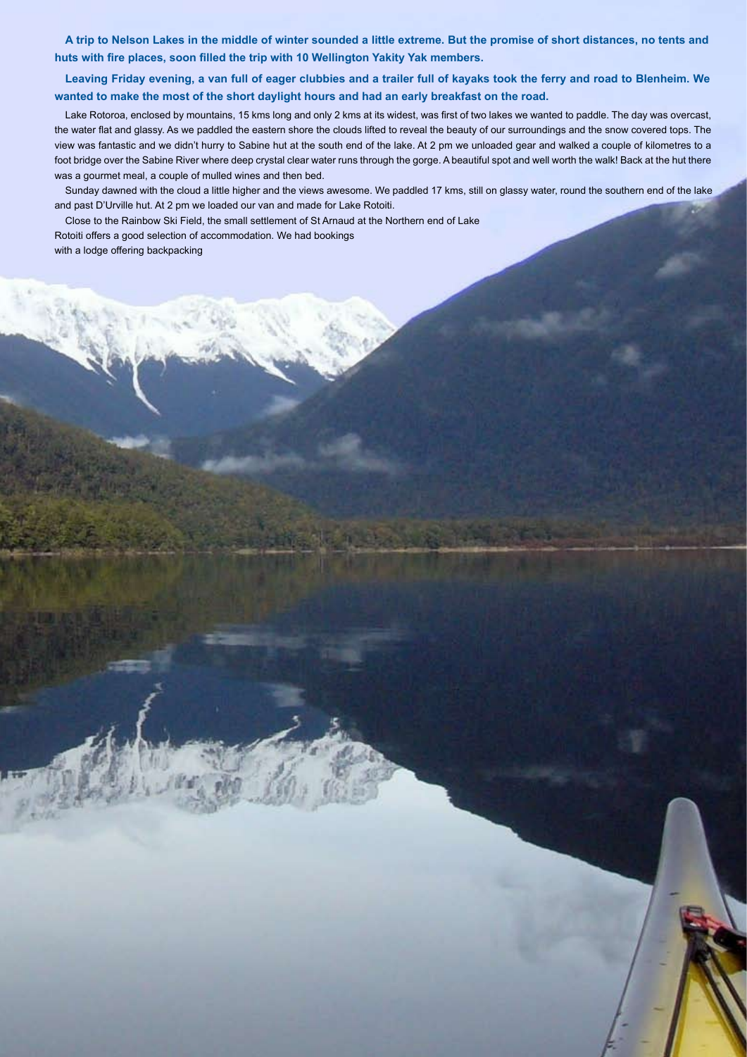**A trip to Nelson Lakes in the middle of winter sounded a little extreme. But the promise of short distances, no tents and huts with fire places, soon filled the trip with 10 Wellington Yakity Yak members.**

**Leaving Friday evening, a van full of eager clubbies and a trailer full of kayaks took the ferry and road to Blenheim. We wanted to make the most of the short daylight hours and had an early breakfast on the road.**

Lake Rotoroa, enclosed by mountains, 15 kms long and only 2 kms at its widest, was first of two lakes we wanted to paddle. The day was overcast, the water flat and glassy. As we paddled the eastern shore the clouds lifted to reveal the beauty of our surroundings and the snow covered tops. The view was fantastic and we didn't hurry to Sabine hut at the south end of the lake. At 2 pm we unloaded gear and walked a couple of kilometres to a foot bridge over the Sabine River where deep crystal clear water runs through the gorge. A beautiful spot and well worth the walk! Back at the hut there was a gourmet meal, a couple of mulled wines and then bed.

Sunday dawned with the cloud a little higher and the views awesome. We paddled 17 kms, still on glassy water, round the southern end of the lake and past D'Urville hut. At 2 pm we loaded our van and made for Lake Rotoiti.

Close to the Rainbow Ski Field, the small settlement of St Arnaud at the Northern end of Lake Rotoiti offers a good selection of accommodation. We had bookings with a lodge offering backpacking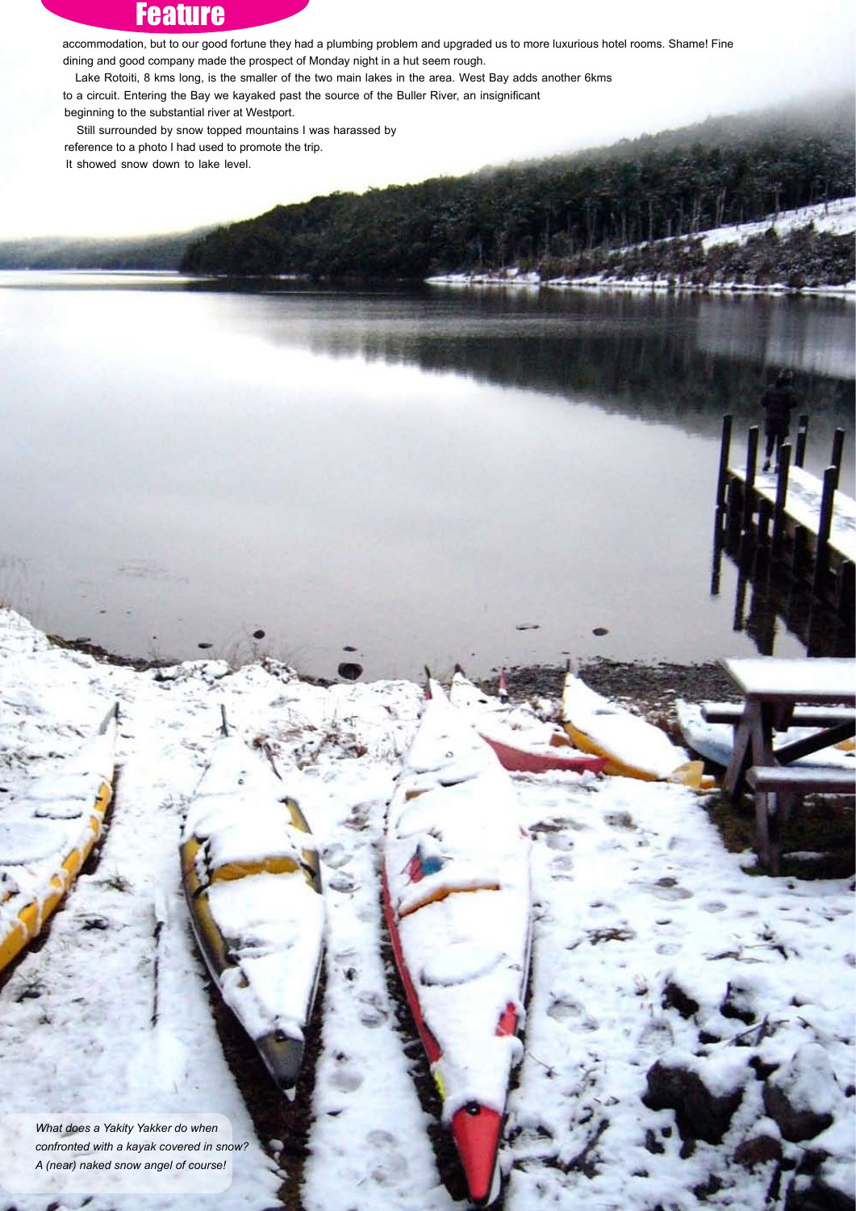accommodation, but to our good fortune they had a plumbing problem and upgraded us to more luxurious hotel rooms. Shame! Fine dining and good company made the prospect of Monday night in a hut seem rough.

Lake Rotoiti, 8 kms long, is the smaller of the two main lakes in the area. West Bay adds another 6kms to a circuit. Entering the Bay we kayaked past the source of the Buller River, an insignificant beginning to the substantial river at Westport.

Still surrounded by snow topped mountains I was harassed by reference to a photo I had used to promote the trip. It showed snow down to lake level.

*What does a Yakity Yakker do when confronted with a kayak covered in snow? A (near) naked snow angel of course!*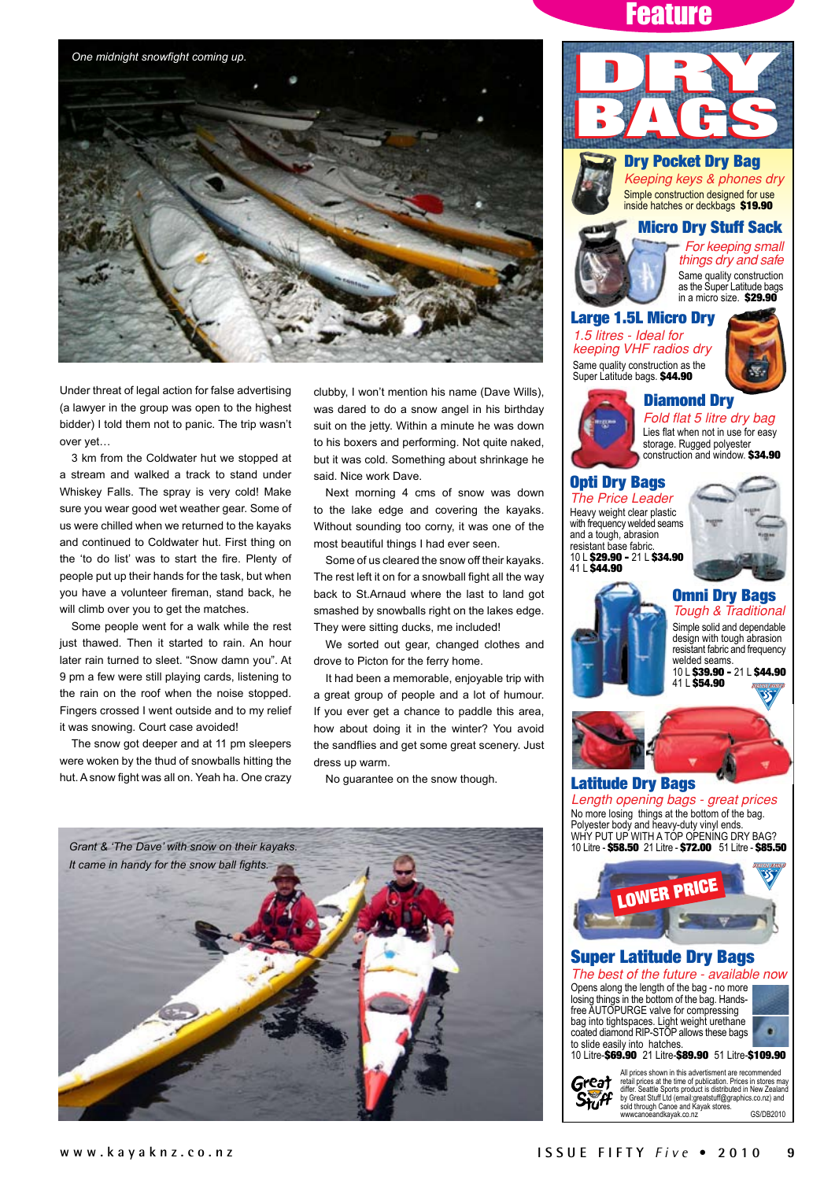One midnight snowfight coming up.

Under threat of legal action for false advertising (a lawyer in the group was open to the highest bidder) I told them not to panic. The trip wasn't over yet…

3 km from the Coldwater hut we stopped at a stream and walked a track to stand under Whiskey Falls. The spray is very cold! Make sure you wear good wet weather gear. Some of us were chilled when we returned to the kayaks and continued to Coldwater hut. First thing on the 'to do list' was to start the fire. Plenty of people put up their hands for the task, but when you have a volunteer fireman, stand back, he will climb over you to get the matches.

Some people went for a walk while the rest just thawed. Then it started to rain. An hour later rain turned to sleet. "Snow damn you". At 9 pm a few were still playing cards, listening to the rain on the roof when the noise stopped. Fingers crossed I went outside and to my relief it was snowing. Court case avoided!

The snow got deeper and at 11 pm sleepers were woken by the thud of snowballs hitting the hut. A snow fight was all on. Yeah ha. One crazy clubby, I won't mention his name (Dave Wills), was dared to do a snow angel in his birthday suit on the jetty. Within a minute he was down to his boxers and performing. Not quite naked, but it was cold. Something about shrinkage he said. Nice work Dave.

Next morning 4 cms of snow was down to the lake edge and covering the kayaks. Without sounding too corny, it was one of the most beautiful things I had ever seen.

Some of us cleared the snow off their kayaks. The rest left it on for a snowball fight all the way back to St.Arnaud where the last to land got smashed by snowballs right on the lakes edge. They were sitting ducks, me included!

We sorted out gear, changed clothes and drove to Picton for the ferry home.

It had been a memorable, enjoyable trip with a great group of people and a lot of humour. If you ever get a chance to paddle this area, how about doing it in the winter? You avoid the sandflies and get some great scenery. Just dress up warm.

No guarantee on the snow though.

Grant & 'The Dave' with snow on their kayaks. It came in handy for the snow ball fights.

# Feature: DRY BAGS

## Dry Pocket Dry Bag
*Keeping keys & phones dry*

Simple construction designed for use inside hatches or deckbags **$19.90**

## Micro Dry Stuff Sack
*For keeping small things dry and safe*

Same quality construction as the Super Latitude bags in a micro size. **$29.90**

## Large 1.5L Micro Dry
*1.5 litres - Ideal for keeping VHF radios dry*

Same quality construction as the Super Latitude bags. **$44.90**

## Diamond Dry
*Fold flat 5 litre dry bag*

Lies flat when not in use for easy storage. Rugged polyester construction and window. **$34.90**

## Opti Dry Bags
*The Price Leader*

Heavy weight clear plastic with frequency welded seams and a tough, abrasion resistant base fabric.
10 L **$29.90** - 21 L **$34.90**
41 L **$44.90**

## Omni Dry Bags
*Tough & Traditional*

Simple solid and dependable design with tough abrasion resistant fabric and frequency welded seams.
10 L **$39.90** - 21 L **$44.90**
41 L **$54.90**

## Latitude Dry Bags
*Length opening bags - great prices*

No more losing things at the bottom of the bag. Polyester body and heavy-duty vinyl ends.
WHY PUT UP WITH A TOP OPENING DRY BAG?
10 Litre - **$58.50** 21 Litre - **$72.00** 51 Litre - **$85.50**

LOWER PRICE

## Super Latitude Dry Bags
*The best of the future - available now*

Opens along the length of the bag - no more losing things in the bottom of the bag. Hands-free AUTOPURGE valve for compressing bag into tightspaces. Light weight urethane coated diamond RIP-STOP allows these bags to slide easily into hatches.
10 Litre-**$69.90** 21 Litre-**$89.90** 51 Litre-**$109.90**

Great Stuff

All prices shown in this advertisment are recommended retail prices at the time of publication. Prices in stores may differ. Seattle Sports product is distributed in New Zealand by Great Stuff Ltd (email:greatstuff@graphics.co.nz) and sold through Canoe and Kayak stores.
wwwcanoeandkayak.co.nz GS/DB2010